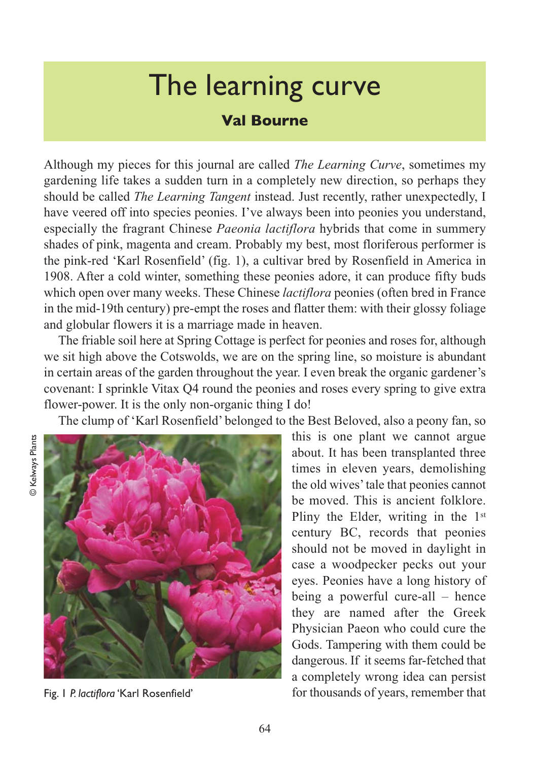# The learning curve

**Val Bourne**

Although my pieces for this journal are called *The Learning Curve*, sometimes my gardening life takes a sudden turn in a completely new direction, so perhaps they should be called *The Learning Tangent* instead. Just recently, rather unexpectedly, I have veered off into species peonies. I've always been into peonies you understand, especially the fragrant Chinese *Paeonia lactiflora* hybrids that come in summery shades of pink, magenta and cream. Probably my best, most floriferous performer is the pink-red 'Karl Rosenfield' (fig. 1), a cultivar bred by Rosenfield in America in 1908. After a cold winter, something these peonies adore, it can produce fifty buds which open over many weeks. These Chinese *lactiflora* peonies (often bred in France in the mid-19th century) pre-empt the roses and flatter them: with their glossy foliage and globular flowers it is a marriage made in heaven.

The friable soil here at Spring Cottage is perfect for peonies and roses for, although we sit high above the Cotswolds, we are on the spring line, so moisture is abundant in certain areas of the garden throughout the year. I even break the organic gardener's covenant: I sprinkle Vitax Q4 round the peonies and roses every spring to give extra flower-power. It is the only non-organic thing I do!

The clump of 'Karl Rosenfield' belonged to the Best Beloved, also a peony fan, so this is one plant we cannot argue about. It has been transplanted three times in eleven years, demolishing the old wives' tale that peonies cannot be moved. This is ancient folklore. Pliny the Elder, writing in the 1st century BC, records that peonies should not be moved in daylight in case a woodpecker pecks out your eyes. Peonies have a long history of being a powerful cure-all – hence they are named after the Greek Physician Paeon who could cure the Gods. Tampering with them could be dangerous. If it seems far-fetched that a completely wrong idea can persist for thousands of years, remember that

© Kelways Plants

Fig. 1 *P. lactiflora* 'Karl Rosenfield'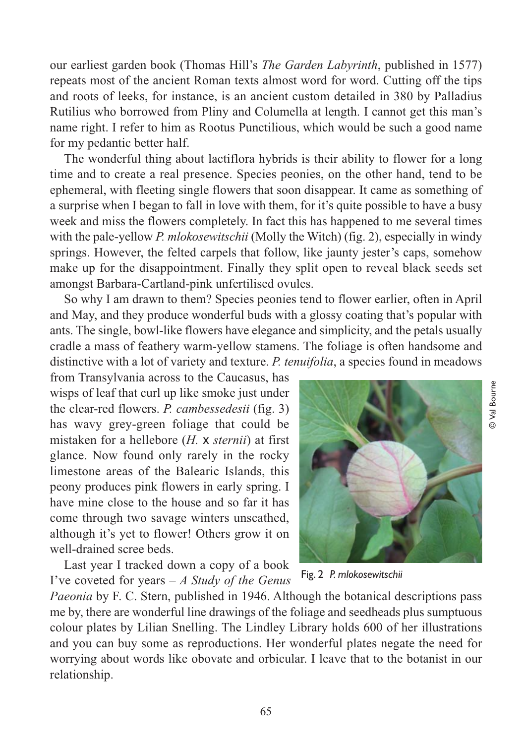our earliest garden book (Thomas Hill's *The Garden Labyrinth*, published in 1577) repeats most of the ancient Roman texts almost word for word. Cutting off the tips and roots of leeks, for instance, is an ancient custom detailed in 380 by Palladius Rutilius who borrowed from Pliny and Columella at length. I cannot get this man's name right. I refer to him as Rootus Punctilious, which would be such a good name for my pedantic better half.

The wonderful thing about lactiflora hybrids is their ability to flower for a long time and to create a real presence. Species peonies, on the other hand, tend to be ephemeral, with fleeting single flowers that soon disappear. It came as something of a surprise when I began to fall in love with them, for it's quite possible to have a busy week and miss the flowers completely. In fact this has happened to me several times with the pale-yellow *P. mlokosewitschii* (Molly the Witch) (fig. 2), especially in windy springs. However, the felted carpels that follow, like jaunty jester's caps, somehow make up for the disappointment. Finally they split open to reveal black seeds set amongst Barbara-Cartland-pink unfertilised ovules.

So why I am drawn to them? Species peonies tend to flower earlier, often in April and May, and they produce wonderful buds with a glossy coating that's popular with ants. The single, bowl-like flowers have elegance and simplicity, and the petals usually cradle a mass of feathery warm-yellow stamens. The foliage is often handsome and distinctive with a lot of variety and texture. *P. tenuifolia*, a species found in meadows from Transylvania across to the Caucasus, has wisps of leaf that curl up like smoke just under the clear-red flowers. *P. cambessedesii* (fig. 3) has wavy grey-green foliage that could be mistaken for a hellebore (*H.* x *sternii*) at first glance. Now found only rarely in the rocky limestone areas of the Balearic Islands, this peony produces pink flowers in early spring. I have mine close to the house and so far it has come through two savage winters unscathed, although it's yet to flower! Others grow it on well-drained scree beds.

© Val Bourne

Fig. 2 *P. mlokosewitschii*

Last year I tracked down a copy of a book I've coveted for years – *A Study of the Genus Paeonia* by F. C. Stern, published in 1946. Although the botanical descriptions pass me by, there are wonderful line drawings of the foliage and seedheads plus sumptuous colour plates by Lilian Snelling. The Lindley Library holds 600 of her illustrations and you can buy some as reproductions. Her wonderful plates negate the need for worrying about words like obovate and orbicular. I leave that to the botanist in our relationship.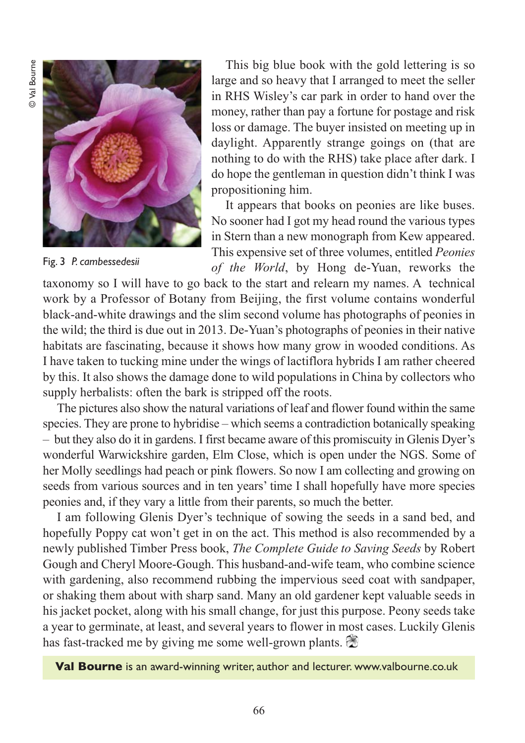Fig. 3 *P. cambessedesii*

This big blue book with the gold lettering is so large and so heavy that I arranged to meet the seller in RHS Wisley's car park in order to hand over the money, rather than pay a fortune for postage and risk loss or damage. The buyer insisted on meeting up in daylight. Apparently strange goings on (that are nothing to do with the RHS) take place after dark. I do hope the gentleman in question didn't think I was propositioning him.

It appears that books on peonies are like buses. No sooner had I got my head round the various types in Stern than a new monograph from Kew appeared. This expensive set of three volumes, entitled *Peonies of the World*, by Hong de-Yuan, reworks the taxonomy so I will have to go back to the start and relearn my names. A technical work by a Professor of Botany from Beijing, the first volume contains wonderful black-and-white drawings and the slim second volume has photographs of peonies in the wild; the third is due out in 2013. De-Yuan's photographs of peonies in their native habitats are fascinating, because it shows how many grow in wooded conditions. As I have taken to tucking mine under the wings of lactiflora hybrids I am rather cheered by this. It also shows the damage done to wild populations in China by collectors who supply herbalists: often the bark is stripped off the roots.

The pictures also show the natural variations of leaf and flower found within the same species. They are prone to hybridise – which seems a contradiction botanically speaking – but they also do it in gardens. I first became aware of this promiscuity in Glenis Dyer's wonderful Warwickshire garden, Elm Close, which is open under the NGS. Some of her Molly seedlings had peach or pink flowers. So now I am collecting and growing on seeds from various sources and in ten years' time I shall hopefully have more species peonies and, if they vary a little from their parents, so much the better.

I am following Glenis Dyer's technique of sowing the seeds in a sand bed, and hopefully Poppy cat won't get in on the act. This method is also recommended by a newly published Timber Press book, *The Complete Guide to Saving Seeds* by Robert Gough and Cheryl Moore-Gough. This husband-and-wife team, who combine science with gardening, also recommend rubbing the impervious seed coat with sandpaper, or shaking them about with sharp sand. Many an old gardener kept valuable seeds in his jacket pocket, along with his small change, for just this purpose. Peony seeds take a year to germinate, at least, and several years to flower in most cases. Luckily Glenis has fast-tracked me by giving me some well-grown plants.

**Val Bourne** is an award-winning writer, author and lecturer. www.valbourne.co.uk